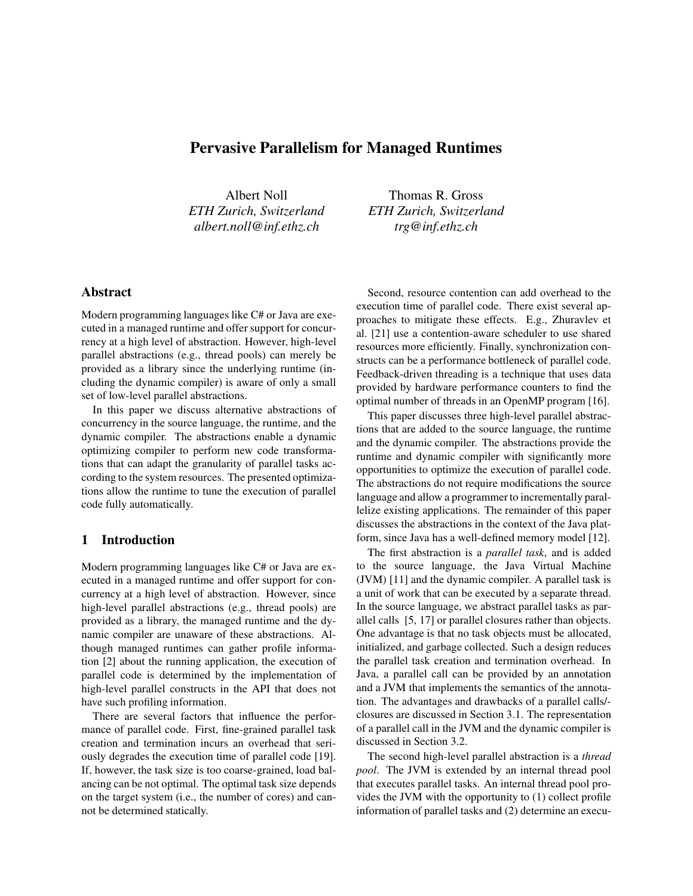# Pervasive Parallelism for Managed Runtimes

Albert Noll  
*ETH Zurich, Switzerland*  
*albert.noll@inf.ethz.ch*

Thomas R. Gross  
*ETH Zurich, Switzerland*  
*trg@inf.ethz.ch*

## Abstract

Modern programming languages like C# or Java are executed in a managed runtime and offer support for concurrency at a high level of abstraction. However, high-level parallel abstractions (e.g., thread pools) can merely be provided as a library since the underlying runtime (including the dynamic compiler) is aware of only a small set of low-level parallel abstractions.

In this paper we discuss alternative abstractions of concurrency in the source language, the runtime, and the dynamic compiler. The abstractions enable a dynamic optimizing compiler to perform new code transformations that can adapt the granularity of parallel tasks according to the system resources. The presented optimizations allow the runtime to tune the execution of parallel code fully automatically.

## 1 Introduction

Modern programming languages like C# or Java are executed in a managed runtime and offer support for concurrency at a high level of abstraction. However, since high-level parallel abstractions (e.g., thread pools) are provided as a library, the managed runtime and the dynamic compiler are unaware of these abstractions. Although managed runtimes can gather profile information [2] about the running application, the execution of parallel code is determined by the implementation of high-level parallel constructs in the API that does not have such profiling information.

There are several factors that influence the performance of parallel code. First, fine-grained parallel task creation and termination incurs an overhead that seriously degrades the execution time of parallel code [19]. If, however, the task size is too coarse-grained, load balancing can be not optimal. The optimal task size depends on the target system (i.e., the number of cores) and cannot be determined statically.

Second, resource contention can add overhead to the execution time of parallel code. There exist several approaches to mitigate these effects. E.g., Zhuravlev et al. [21] use a contention-aware scheduler to use shared resources more efficiently. Finally, synchronization constructs can be a performance bottleneck of parallel code. Feedback-driven threading is a technique that uses data provided by hardware performance counters to find the optimal number of threads in an OpenMP program [16].

This paper discusses three high-level parallel abstractions that are added to the source language, the runtime and the dynamic compiler. The abstractions provide the runtime and dynamic compiler with significantly more opportunities to optimize the execution of parallel code. The abstractions do not require modifications the source language and allow a programmer to incrementally parallelize existing applications. The remainder of this paper discusses the abstractions in the context of the Java platform, since Java has a well-defined memory model [12].

The first abstraction is a *parallel task*, and is added to the source language, the Java Virtual Machine (JVM) [11] and the dynamic compiler. A parallel task is a unit of work that can be executed by a separate thread. In the source language, we abstract parallel tasks as parallel calls [5, 17] or parallel closures rather than objects. One advantage is that no task objects must be allocated, initialized, and garbage collected. Such a design reduces the parallel task creation and termination overhead. In Java, a parallel call can be provided by an annotation and a JVM that implements the semantics of the annotation. The advantages and drawbacks of a parallel calls/-closures are discussed in Section 3.1. The representation of a parallel call in the JVM and the dynamic compiler is discussed in Section 3.2.

The second high-level parallel abstraction is a *thread pool*. The JVM is extended by an internal thread pool that executes parallel tasks. An internal thread pool provides the JVM with the opportunity to (1) collect profile information of parallel tasks and (2) determine an execu-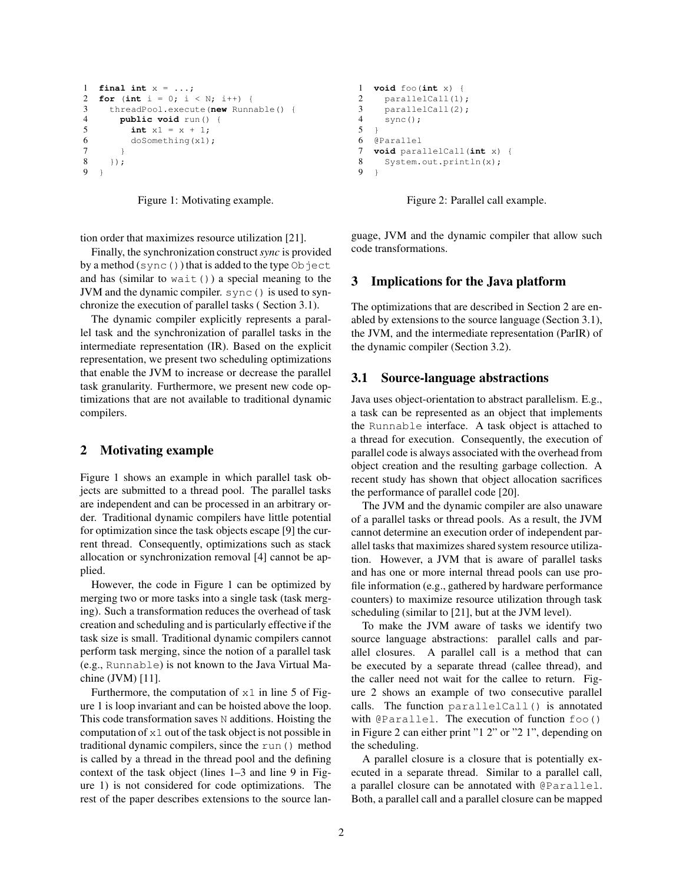```
1  final int x = ...;
2  for (int i = 0; i < N; i++) {
3    threadPool.execute(new Runnable() {
4      public void run() {
5        int x1 = x + 1;
6        doSomething(x1);
7      }
8    });
9  }
```

Figure 1: Motivating example.

```
1  void foo(int x) {
2    parallelCall(1);
3    parallelCall(2);
4    sync();
5  }
6  @Parallel
7  void parallelCall(int x) {
8    System.out.println(x);
9  }
```

Figure 2: Parallel call example.

tion order that maximizes resource utilization [21].

Finally, the synchronization construct *sync* is provided by a method (`sync()`) that is added to the type `Object` and has (similar to `wait()`) a special meaning to the JVM and the dynamic compiler. `sync()` is used to synchronize the execution of parallel tasks ( Section 3.1).

The dynamic compiler explicitly represents a parallel task and the synchronization of parallel tasks in the intermediate representation (IR). Based on the explicit representation, we present two scheduling optimizations that enable the JVM to increase or decrease the parallel task granularity. Furthermore, we present new code optimizations that are not available to traditional dynamic compilers.

## 2 Motivating example

Figure 1 shows an example in which parallel task objects are submitted to a thread pool. The parallel tasks are independent and can be processed in an arbitrary order. Traditional dynamic compilers have little potential for optimization since the task objects escape [9] the current thread. Consequently, optimizations such as stack allocation or synchronization removal [4] cannot be applied.

However, the code in Figure 1 can be optimized by merging two or more tasks into a single task (task merging). Such a transformation reduces the overhead of task creation and scheduling and is particularly effective if the task size is small. Traditional dynamic compilers cannot perform task merging, since the notion of a parallel task (e.g., `Runnable`) is not known to the Java Virtual Machine (JVM) [11].

Furthermore, the computation of `x1` in line 5 of Figure 1 is loop invariant and can be hoisted above the loop. This code transformation saves `N` additions. Hoisting the computation of `x1` out of the task object is not possible in traditional dynamic compilers, since the `run()` method is called by a thread in the thread pool and the defining context of the task object (lines 1–3 and line 9 in Figure 1) is not considered for code optimizations. The rest of the paper describes extensions to the source language, JVM and the dynamic compiler that allow such code transformations.

## 3 Implications for the Java platform

The optimizations that are described in Section 2 are enabled by extensions to the source language (Section 3.1), the JVM, and the intermediate representation (ParIR) of the dynamic compiler (Section 3.2).

### 3.1 Source-language abstractions

Java uses object-orientation to abstract parallelism. E.g., a task can be represented as an object that implements the `Runnable` interface. A task object is attached to a thread for execution. Consequently, the execution of parallel code is always associated with the overhead from object creation and the resulting garbage collection. A recent study has shown that object allocation sacrifices the performance of parallel code [20].

The JVM and the dynamic compiler are also unaware of a parallel tasks or thread pools. As a result, the JVM cannot determine an execution order of independent parallel tasks that maximizes shared system resource utilization. However, a JVM that is aware of parallel tasks and has one or more internal thread pools can use profile information (e.g., gathered by hardware performance counters) to maximize resource utilization through task scheduling (similar to [21], but at the JVM level).

To make the JVM aware of tasks we identify two source language abstractions: parallel calls and parallel closures. A parallel call is a method that can be executed by a separate thread (callee thread), and the caller need not wait for the callee to return. Figure 2 shows an example of two consecutive parallel calls. The function `parallelCall()` is annotated with `@Parallel`. The execution of function `foo()` in Figure 2 can either print "1 2" or "2 1", depending on the scheduling.

A parallel closure is a closure that is potentially executed in a separate thread. Similar to a parallel call, a parallel closure can be annotated with `@Parallel`. Both, a parallel call and a parallel closure can be mapped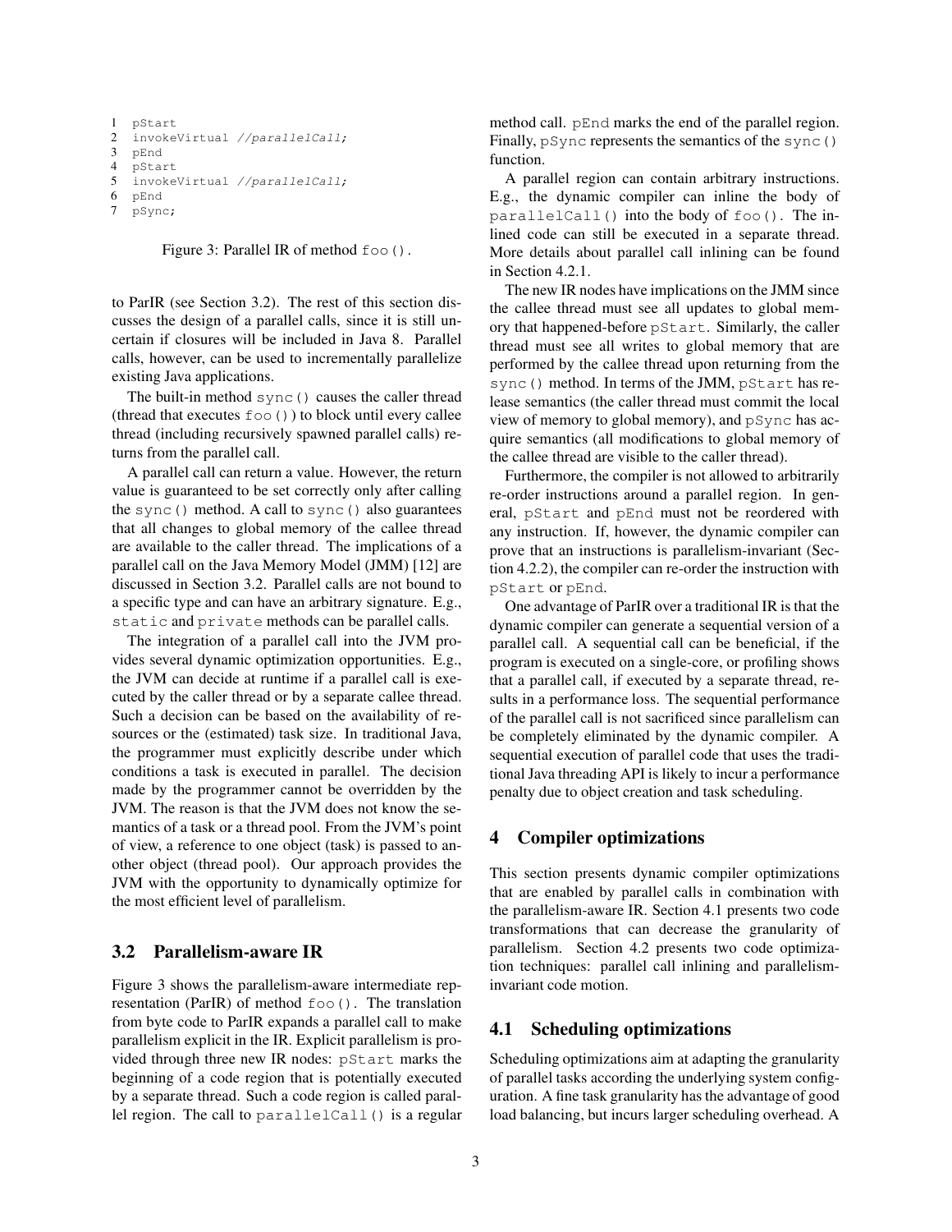```
1  pStart
2  invokeVirtual //parallelCall;
3  pEnd
4  pStart
5  invokeVirtual //parallelCall;
6  pEnd
7  pSync;
```

Figure 3: Parallel IR of method `foo()`.

to ParIR (see Section 3.2). The rest of this section discusses the design of a parallel calls, since it is still uncertain if closures will be included in Java 8. Parallel calls, however, can be used to incrementally parallelize existing Java applications.

The built-in method `sync()` causes the caller thread (thread that executes `foo()`) to block until every callee thread (including recursively spawned parallel calls) returns from the parallel call.

A parallel call can return a value. However, the return value is guaranteed to be set correctly only after calling the `sync()` method. A call to `sync()` also guarantees that all changes to global memory of the callee thread are available to the caller thread. The implications of a parallel call on the Java Memory Model (JMM) [12] are discussed in Section 3.2. Parallel calls are not bound to a specific type and can have an arbitrary signature. E.g., `static` and `private` methods can be parallel calls.

The integration of a parallel call into the JVM provides several dynamic optimization opportunities. E.g., the JVM can decide at runtime if a parallel call is executed by the caller thread or by a separate callee thread. Such a decision can be based on the availability of resources or the (estimated) task size. In traditional Java, the programmer must explicitly describe under which conditions a task is executed in parallel. The decision made by the programmer cannot be overridden by the JVM. The reason is that the JVM does not know the semantics of a task or a thread pool. From the JVM's point of view, a reference to one object (task) is passed to another object (thread pool). Our approach provides the JVM with the opportunity to dynamically optimize for the most efficient level of parallelism.

### 3.2 Parallelism-aware IR

Figure 3 shows the parallelism-aware intermediate representation (ParIR) of method `foo()`. The translation from byte code to ParIR expands a parallel call to make parallelism explicit in the IR. Explicit parallelism is provided through three new IR nodes: `pStart` marks the beginning of a code region that is potentially executed by a separate thread. Such a code region is called parallel region. The call to `parallelCall()` is a regular method call. `pEnd` marks the end of the parallel region. Finally, `pSync` represents the semantics of the `sync()` function.

A parallel region can contain arbitrary instructions. E.g., the dynamic compiler can inline the body of `parallelCall()` into the body of `foo()`. The inlined code can still be executed in a separate thread. More details about parallel call inlining can be found in Section 4.2.1.

The new IR nodes have implications on the JMM since the callee thread must see all updates to global memory that happened-before `pStart`. Similarly, the caller thread must see all writes to global memory that are performed by the callee thread upon returning from the `sync()` method. In terms of the JMM, `pStart` has release semantics (the caller thread must commit the local view of memory to global memory), and `pSync` has acquire semantics (all modifications to global memory of the callee thread are visible to the caller thread).

Furthermore, the compiler is not allowed to arbitrarily re-order instructions around a parallel region. In general, `pStart` and `pEnd` must not be reordered with any instruction. If, however, the dynamic compiler can prove that an instructions is parallelism-invariant (Section 4.2.2), the compiler can re-order the instruction with `pStart` or `pEnd`.

One advantage of ParIR over a traditional IR is that the dynamic compiler can generate a sequential version of a parallel call. A sequential call can be beneficial, if the program is executed on a single-core, or profiling shows that a parallel call, if executed by a separate thread, results in a performance loss. The sequential performance of the parallel call is not sacrificed since parallelism can be completely eliminated by the dynamic compiler. A sequential execution of parallel code that uses the traditional Java threading API is likely to incur a performance penalty due to object creation and task scheduling.

## 4 Compiler optimizations

This section presents dynamic compiler optimizations that are enabled by parallel calls in combination with the parallelism-aware IR. Section 4.1 presents two code transformations that can decrease the granularity of parallelism. Section 4.2 presents two code optimization techniques: parallel call inlining and parallelism-invariant code motion.

### 4.1 Scheduling optimizations

Scheduling optimizations aim at adapting the granularity of parallel tasks according the underlying system configuration. A fine task granularity has the advantage of good load balancing, but incurs larger scheduling overhead. A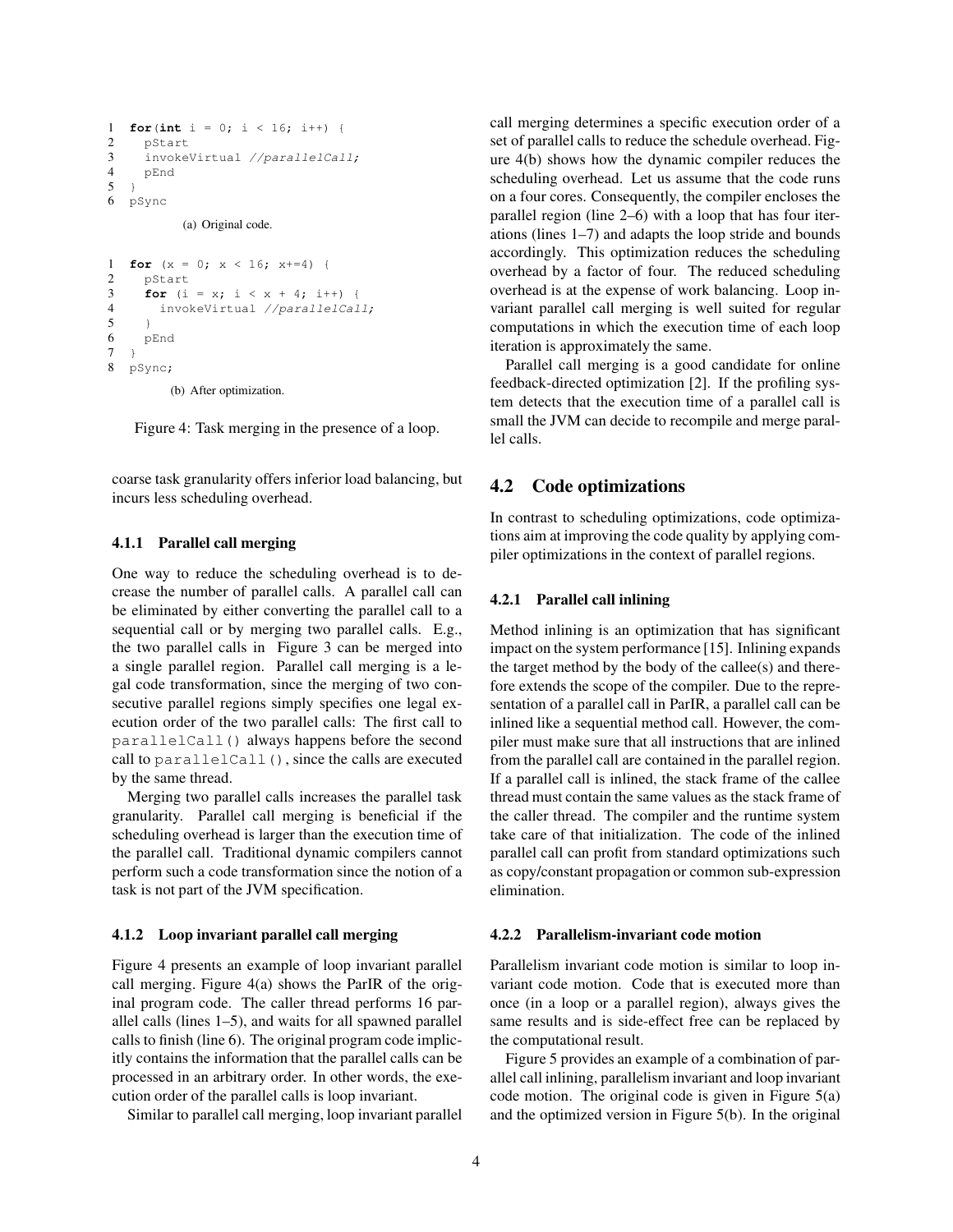```
1  for(int i = 0; i < 16; i++) {
2    pStart
3    invokeVirtual //parallelCall;
4    pEnd
5  }
6  pSync
```

(a) Original code.

```
1  for (x = 0; x < 16; x+=4) {
2    pStart
3    for (i = x; i < x + 4; i++) {
4      invokeVirtual //parallelCall;
5    }
6    pEnd
7  }
8  pSync;
```

(b) After optimization.

Figure 4: Task merging in the presence of a loop.

coarse task granularity offers inferior load balancing, but incurs less scheduling overhead.

#### 4.1.1 Parallel call merging

One way to reduce the scheduling overhead is to decrease the number of parallel calls. A parallel call can be eliminated by either converting the parallel call to a sequential call or by merging two parallel calls. E.g., the two parallel calls in Figure 3 can be merged into a single parallel region. Parallel call merging is a legal code transformation, since the merging of two consecutive parallel regions simply specifies one legal execution order of the two parallel calls: The first call to `parallelCall()` always happens before the second call to `parallelCall()`, since the calls are executed by the same thread.

Merging two parallel calls increases the parallel task granularity. Parallel call merging is beneficial if the scheduling overhead is larger than the execution time of the parallel call. Traditional dynamic compilers cannot perform such a code transformation since the notion of a task is not part of the JVM specification.

#### 4.1.2 Loop invariant parallel call merging

Figure 4 presents an example of loop invariant parallel call merging. Figure 4(a) shows the ParIR of the original program code. The caller thread performs 16 parallel calls (lines 1–5), and waits for all spawned parallel calls to finish (line 6). The original program code implicitly contains the information that the parallel calls can be processed in an arbitrary order. In other words, the execution order of the parallel calls is loop invariant.

Similar to parallel call merging, loop invariant parallel call merging determines a specific execution order of a set of parallel calls to reduce the schedule overhead. Figure 4(b) shows how the dynamic compiler reduces the scheduling overhead. Let us assume that the code runs on a four cores. Consequently, the compiler encloses the parallel region (line 2–6) with a loop that has four iterations (lines 1–7) and adapts the loop stride and bounds accordingly. This optimization reduces the scheduling overhead by a factor of four. The reduced scheduling overhead is at the expense of work balancing. Loop invariant parallel call merging is well suited for regular computations in which the execution time of each loop iteration is approximately the same.

Parallel call merging is a good candidate for online feedback-directed optimization [2]. If the profiling system detects that the execution time of a parallel call is small the JVM can decide to recompile and merge parallel calls.

### 4.2 Code optimizations

In contrast to scheduling optimizations, code optimizations aim at improving the code quality by applying compiler optimizations in the context of parallel regions.

#### 4.2.1 Parallel call inlining

Method inlining is an optimization that has significant impact on the system performance [15]. Inlining expands the target method by the body of the callee(s) and therefore extends the scope of the compiler. Due to the representation of a parallel call in ParIR, a parallel call can be inlined like a sequential method call. However, the compiler must make sure that all instructions that are inlined from the parallel call are contained in the parallel region. If a parallel call is inlined, the stack frame of the callee thread must contain the same values as the stack frame of the caller thread. The compiler and the runtime system take care of that initialization. The code of the inlined parallel call can profit from standard optimizations such as copy/constant propagation or common sub-expression elimination.

#### 4.2.2 Parallelism-invariant code motion

Parallelism invariant code motion is similar to loop invariant code motion. Code that is executed more than once (in a loop or a parallel region), always gives the same results and is side-effect free can be replaced by the computational result.

Figure 5 provides an example of a combination of parallel call inlining, parallelism invariant and loop invariant code motion. The original code is given in Figure 5(a) and the optimized version in Figure 5(b). In the original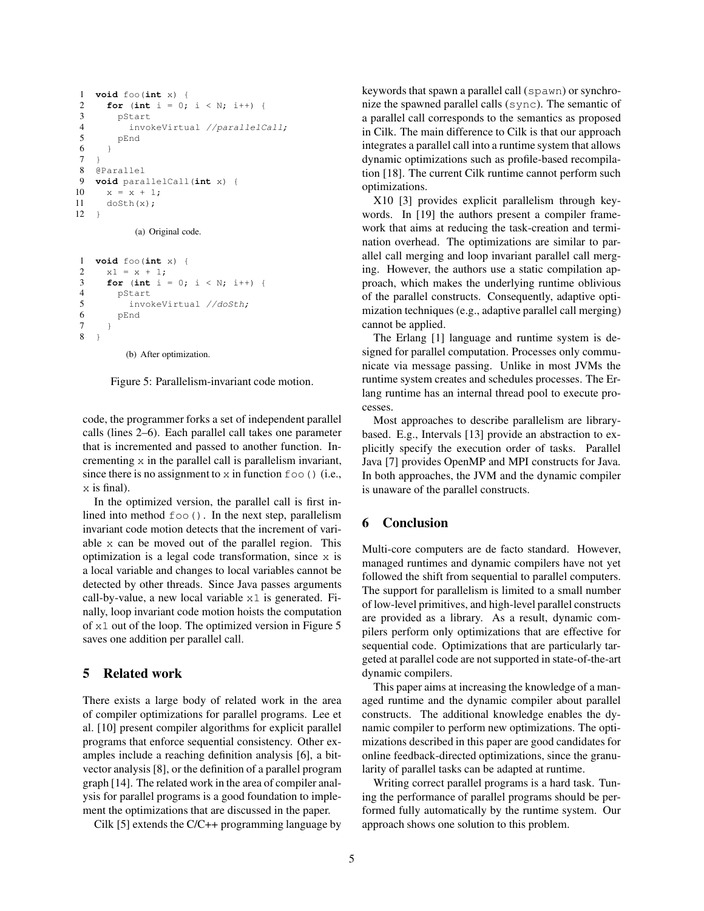```
1  void foo(int x) {
2    for (int i = 0; i < N; i++) {
3      pStart
4        invokeVirtual //parallelCall;
5      pEnd
6    }
7  }
8  @Parallel
9  void parallelCall(int x) {
10   x = x + 1;
11   doSth(x);
12 }
```

(a) Original code.

```
1  void foo(int x) {
2    x1 = x + 1;
3    for (int i = 0; i < N; i++) {
4      pStart
5        invokeVirtual //doSth;
6      pEnd
7    }
8  }
```

(b) After optimization.

Figure 5: Parallelism-invariant code motion.

code, the programmer forks a set of independent parallel calls (lines 2–6). Each parallel call takes one parameter that is incremented and passed to another function. Incrementing x in the parallel call is parallelism invariant, since there is no assignment to x in function foo() (i.e., x is final).

In the optimized version, the parallel call is first inlined into method foo(). In the next step, parallelism invariant code motion detects that the increment of variable x can be moved out of the parallel region. This optimization is a legal code transformation, since x is a local variable and changes to local variables cannot be detected by other threads. Since Java passes arguments call-by-value, a new local variable x1 is generated. Finally, loop invariant code motion hoists the computation of x1 out of the loop. The optimized version in Figure 5 saves one addition per parallel call.

## 5 Related work

There exists a large body of related work in the area of compiler optimizations for parallel programs. Lee et al. [10] present compiler algorithms for explicit parallel programs that enforce sequential consistency. Other examples include a reaching definition analysis [6], a bitvector analysis [8], or the definition of a parallel program graph [14]. The related work in the area of compiler analysis for parallel programs is a good foundation to implement the optimizations that are discussed in the paper.

Cilk [5] extends the C/C++ programming language by keywords that spawn a parallel call (spawn) or synchronize the spawned parallel calls (sync). The semantic of a parallel call corresponds to the semantics as proposed in Cilk. The main difference to Cilk is that our approach integrates a parallel call into a runtime system that allows dynamic optimizations such as profile-based recompilation [18]. The current Cilk runtime cannot perform such optimizations.

X10 [3] provides explicit parallelism through keywords. In [19] the authors present a compiler framework that aims at reducing the task-creation and termination overhead. The optimizations are similar to parallel call merging and loop invariant parallel call merging. However, the authors use a static compilation approach, which makes the underlying runtime oblivious of the parallel constructs. Consequently, adaptive optimization techniques (e.g., adaptive parallel call merging) cannot be applied.

The Erlang [1] language and runtime system is designed for parallel computation. Processes only communicate via message passing. Unlike in most JVMs the runtime system creates and schedules processes. The Erlang runtime has an internal thread pool to execute processes.

Most approaches to describe parallelism are library-based. E.g., Intervals [13] provide an abstraction to explicitly specify the execution order of tasks. Parallel Java [7] provides OpenMP and MPI constructs for Java. In both approaches, the JVM and the dynamic compiler is unaware of the parallel constructs.

## 6 Conclusion

Multi-core computers are de facto standard. However, managed runtimes and dynamic compilers have not yet followed the shift from sequential to parallel computers. The support for parallelism is limited to a small number of low-level primitives, and high-level parallel constructs are provided as a library. As a result, dynamic compilers perform only optimizations that are effective for sequential code. Optimizations that are particularly targeted at parallel code are not supported in state-of-the-art dynamic compilers.

This paper aims at increasing the knowledge of a managed runtime and the dynamic compiler about parallel constructs. The additional knowledge enables the dynamic compiler to perform new optimizations. The optimizations described in this paper are good candidates for online feedback-directed optimizations, since the granularity of parallel tasks can be adapted at runtime.

Writing correct parallel programs is a hard task. Tuning the performance of parallel programs should be performed fully automatically by the runtime system. Our approach shows one solution to this problem.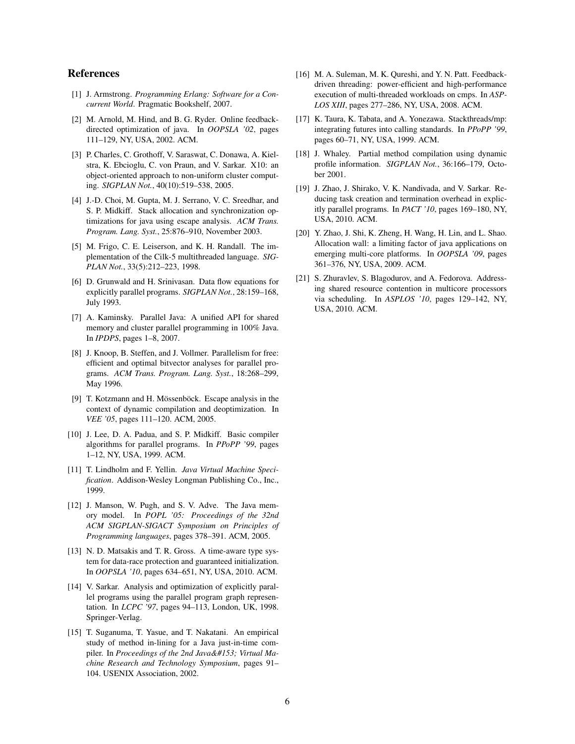## References

[1] J. Armstrong. *Programming Erlang: Software for a Concurrent World*. Pragmatic Bookshelf, 2007.

[2] M. Arnold, M. Hind, and B. G. Ryder. Online feedback-directed optimization of java. In *OOPSLA '02*, pages 111–129, NY, USA, 2002. ACM.

[3] P. Charles, C. Grothoff, V. Saraswat, C. Donawa, A. Kielstra, K. Ebcioglu, C. von Praun, and V. Sarkar. X10: an object-oriented approach to non-uniform cluster computing. *SIGPLAN Not.*, 40(10):519–538, 2005.

[4] J.-D. Choi, M. Gupta, M. J. Serrano, V. C. Sreedhar, and S. P. Midkiff. Stack allocation and synchronization optimizations for java using escape analysis. *ACM Trans. Program. Lang. Syst.*, 25:876–910, November 2003.

[5] M. Frigo, C. E. Leiserson, and K. H. Randall. The implementation of the Cilk-5 multithreaded language. *SIGPLAN Not.*, 33(5):212–223, 1998.

[6] D. Grunwald and H. Srinivasan. Data flow equations for explicitly parallel programs. *SIGPLAN Not.*, 28:159–168, July 1993.

[7] A. Kaminsky. Parallel Java: A unified API for shared memory and cluster parallel programming in 100% Java. In *IPDPS*, pages 1–8, 2007.

[8] J. Knoop, B. Steffen, and J. Vollmer. Parallelism for free: efficient and optimal bitvector analyses for parallel programs. *ACM Trans. Program. Lang. Syst.*, 18:268–299, May 1996.

[9] T. Kotzmann and H. Mössenböck. Escape analysis in the context of dynamic compilation and deoptimization. In *VEE '05*, pages 111–120. ACM, 2005.

[10] J. Lee, D. A. Padua, and S. P. Midkiff. Basic compiler algorithms for parallel programs. In *PPoPP '99*, pages 1–12, NY, USA, 1999. ACM.

[11] T. Lindholm and F. Yellin. *Java Virtual Machine Specification*. Addison-Wesley Longman Publishing Co., Inc., 1999.

[12] J. Manson, W. Pugh, and S. V. Adve. The Java memory model. In *POPL '05: Proceedings of the 32nd ACM SIGPLAN-SIGACT Symposium on Principles of Programming languages*, pages 378–391. ACM, 2005.

[13] N. D. Matsakis and T. R. Gross. A time-aware type system for data-race protection and guaranteed initialization. In *OOPSLA '10*, pages 634–651, NY, USA, 2010. ACM.

[14] V. Sarkar. Analysis and optimization of explicitly parallel programs using the parallel program graph representation. In *LCPC '97*, pages 94–113, London, UK, 1998. Springer-Verlag.

[15] T. Suganuma, T. Yasue, and T. Nakatani. An empirical study of method in-lining for a Java just-in-time compiler. In *Proceedings of the 2nd Java&#153; Virtual Machine Research and Technology Symposium*, pages 91–104. USENIX Association, 2002.

[16] M. A. Suleman, M. K. Qureshi, and Y. N. Patt. Feedback-driven threading: power-efficient and high-performance execution of multi-threaded workloads on cmps. In *ASPLOS XIII*, pages 277–286, NY, USA, 2008. ACM.

[17] K. Taura, K. Tabata, and A. Yonezawa. Stackthreads/mp: integrating futures into calling standards. In *PPoPP '99*, pages 60–71, NY, USA, 1999. ACM.

[18] J. Whaley. Partial method compilation using dynamic profile information. *SIGPLAN Not.*, 36:166–179, October 2001.

[19] J. Zhao, J. Shirako, V. K. Nandivada, and V. Sarkar. Reducing task creation and termination overhead in explicitly parallel programs. In *PACT '10*, pages 169–180, NY, USA, 2010. ACM.

[20] Y. Zhao, J. Shi, K. Zheng, H. Wang, H. Lin, and L. Shao. Allocation wall: a limiting factor of java applications on emerging multi-core platforms. In *OOPSLA '09*, pages 361–376, NY, USA, 2009. ACM.

[21] S. Zhuravlev, S. Blagodurov, and A. Fedorova. Addressing shared resource contention in multicore processors via scheduling. In *ASPLOS '10*, pages 129–142, NY, USA, 2010. ACM.